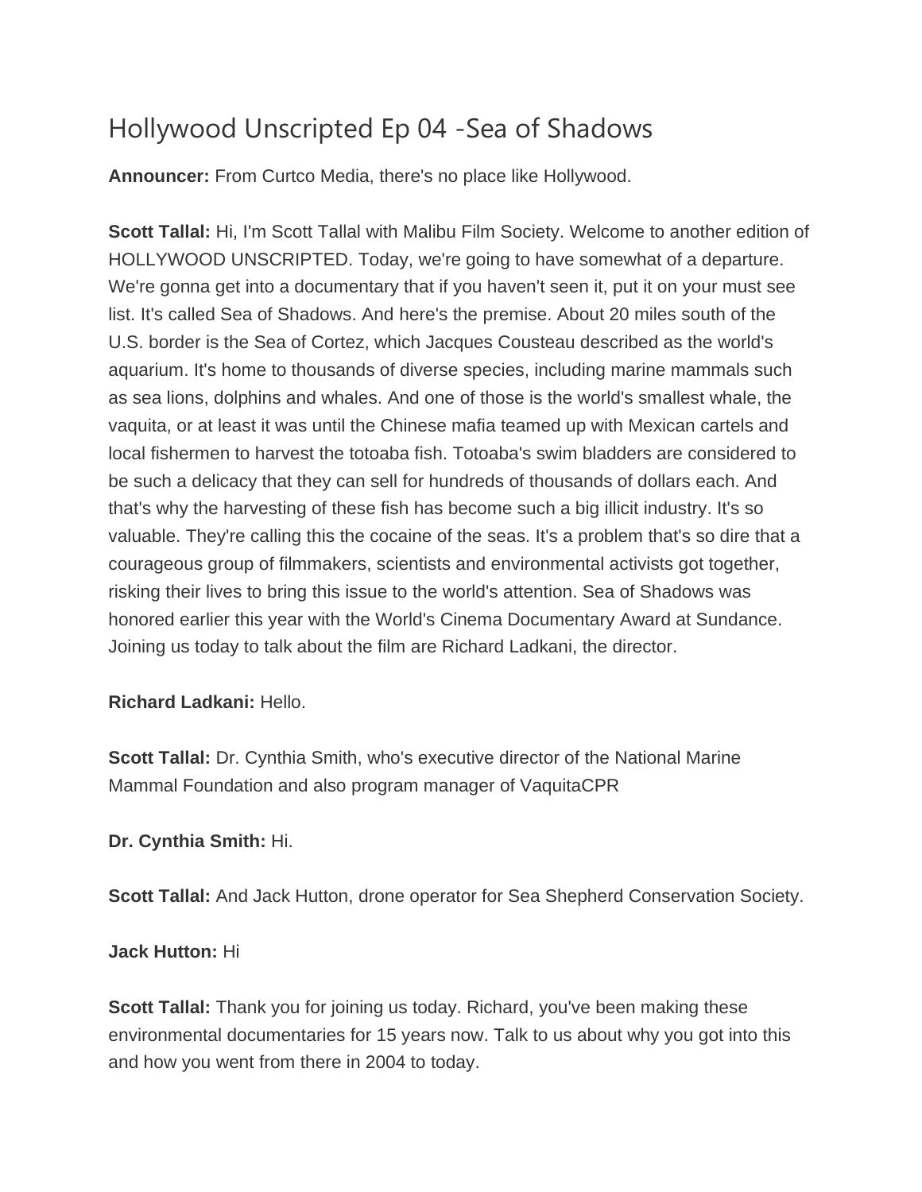# Hollywood Unscripted Ep 04 -Sea of Shadows

**Announcer:** From Curtco Media, there's no place like Hollywood.

**Scott Tallal:** Hi, I'm Scott Tallal with Malibu Film Society. Welcome to another edition of HOLLYWOOD UNSCRIPTED. Today, we're going to have somewhat of a departure. We're gonna get into a documentary that if you haven't seen it, put it on your must see list. It's called Sea of Shadows. And here's the premise. About 20 miles south of the U.S. border is the Sea of Cortez, which Jacques Cousteau described as the world's aquarium. It's home to thousands of diverse species, including marine mammals such as sea lions, dolphins and whales. And one of those is the world's smallest whale, the vaquita, or at least it was until the Chinese mafia teamed up with Mexican cartels and local fishermen to harvest the totoaba fish. Totoaba's swim bladders are considered to be such a delicacy that they can sell for hundreds of thousands of dollars each. And that's why the harvesting of these fish has become such a big illicit industry. It's so valuable. They're calling this the cocaine of the seas. It's a problem that's so dire that a courageous group of filmmakers, scientists and environmental activists got together, risking their lives to bring this issue to the world's attention. Sea of Shadows was honored earlier this year with the World's Cinema Documentary Award at Sundance. Joining us today to talk about the film are Richard Ladkani, the director.

**Richard Ladkani:** Hello.

**Scott Tallal:** Dr. Cynthia Smith, who's executive director of the National Marine Mammal Foundation and also program manager of VaquitaCPR

**Dr. Cynthia Smith:** Hi.

**Scott Tallal:** And Jack Hutton, drone operator for Sea Shepherd Conservation Society.

**Jack Hutton:** Hi

**Scott Tallal:** Thank you for joining us today. Richard, you've been making these environmental documentaries for 15 years now. Talk to us about why you got into this and how you went from there in 2004 to today.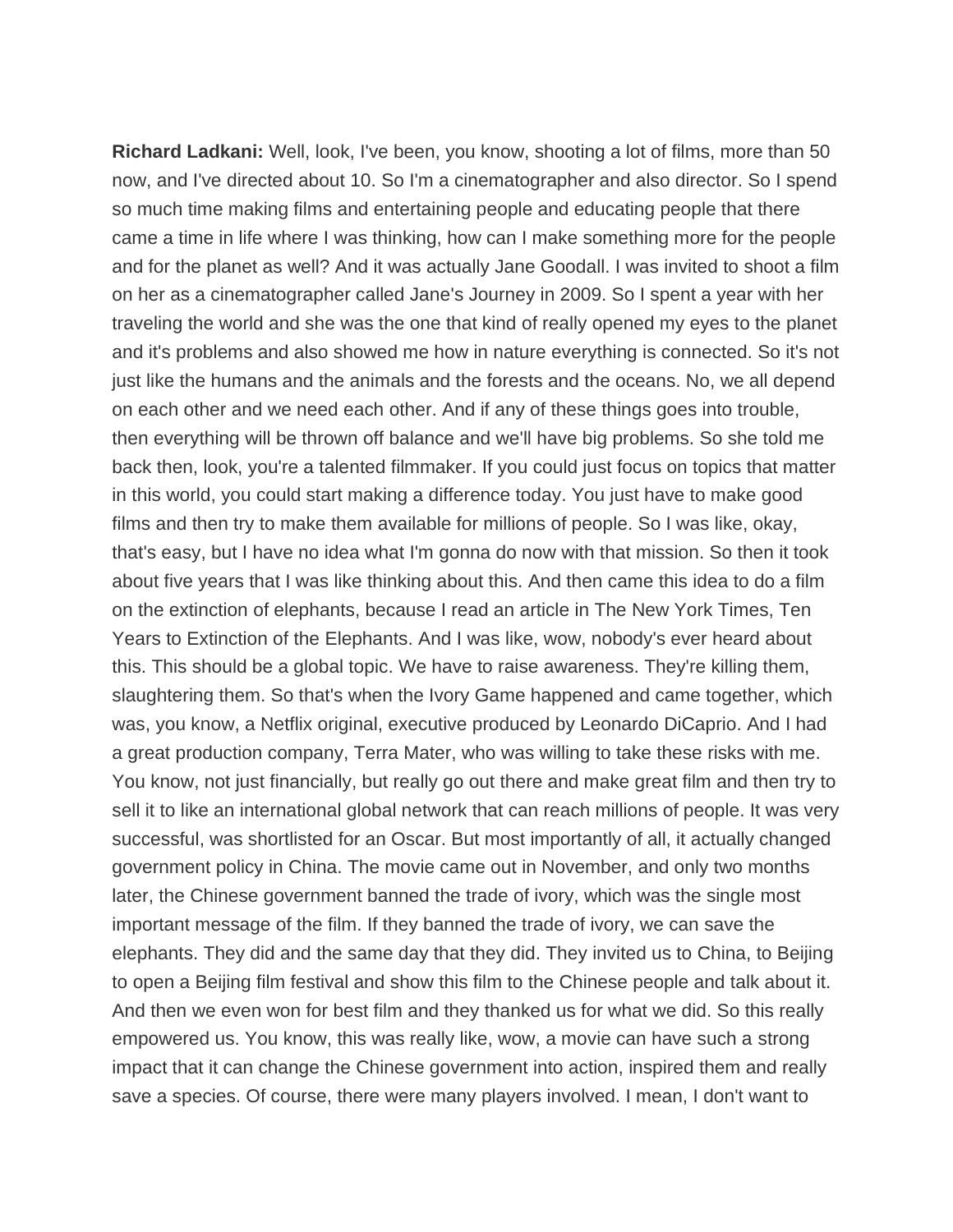**Richard Ladkani:** Well, look, I've been, you know, shooting a lot of films, more than 50 now, and I've directed about 10. So I'm a cinematographer and also director. So I spend so much time making films and entertaining people and educating people that there came a time in life where I was thinking, how can I make something more for the people and for the planet as well? And it was actually Jane Goodall. I was invited to shoot a film on her as a cinematographer called Jane's Journey in 2009. So I spent a year with her traveling the world and she was the one that kind of really opened my eyes to the planet and it's problems and also showed me how in nature everything is connected. So it's not just like the humans and the animals and the forests and the oceans. No, we all depend on each other and we need each other. And if any of these things goes into trouble, then everything will be thrown off balance and we'll have big problems. So she told me back then, look, you're a talented filmmaker. If you could just focus on topics that matter in this world, you could start making a difference today. You just have to make good films and then try to make them available for millions of people. So I was like, okay, that's easy, but I have no idea what I'm gonna do now with that mission. So then it took about five years that I was like thinking about this. And then came this idea to do a film on the extinction of elephants, because I read an article in The New York Times, Ten Years to Extinction of the Elephants. And I was like, wow, nobody's ever heard about this. This should be a global topic. We have to raise awareness. They're killing them, slaughtering them. So that's when the Ivory Game happened and came together, which was, you know, a Netflix original, executive produced by Leonardo DiCaprio. And I had a great production company, Terra Mater, who was willing to take these risks with me. You know, not just financially, but really go out there and make great film and then try to sell it to like an international global network that can reach millions of people. It was very successful, was shortlisted for an Oscar. But most importantly of all, it actually changed government policy in China. The movie came out in November, and only two months later, the Chinese government banned the trade of ivory, which was the single most important message of the film. If they banned the trade of ivory, we can save the elephants. They did and the same day that they did. They invited us to China, to Beijing to open a Beijing film festival and show this film to the Chinese people and talk about it. And then we even won for best film and they thanked us for what we did. So this really empowered us. You know, this was really like, wow, a movie can have such a strong impact that it can change the Chinese government into action, inspired them and really save a species. Of course, there were many players involved. I mean, I don't want to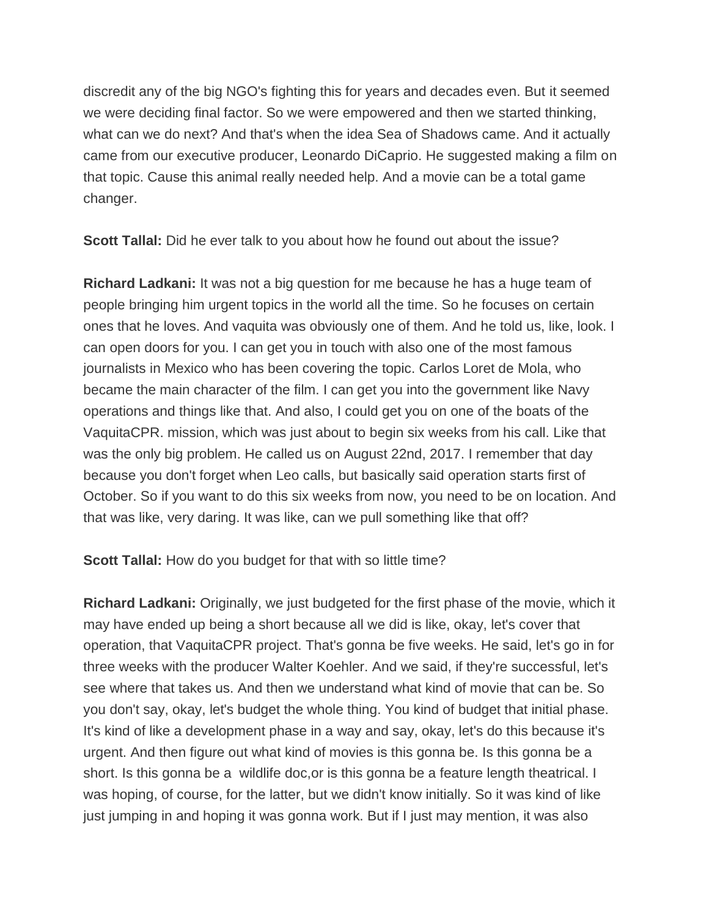discredit any of the big NGO's fighting this for years and decades even. But it seemed we were deciding final factor. So we were empowered and then we started thinking, what can we do next? And that's when the idea Sea of Shadows came. And it actually came from our executive producer, Leonardo DiCaprio. He suggested making a film on that topic. Cause this animal really needed help. And a movie can be a total game changer.

**Scott Tallal:** Did he ever talk to you about how he found out about the issue?

**Richard Ladkani:** It was not a big question for me because he has a huge team of people bringing him urgent topics in the world all the time. So he focuses on certain ones that he loves. And vaquita was obviously one of them. And he told us, like, look. I can open doors for you. I can get you in touch with also one of the most famous journalists in Mexico who has been covering the topic. Carlos Loret de Mola, who became the main character of the film. I can get you into the government like Navy operations and things like that. And also, I could get you on one of the boats of the VaquitaCPR. mission, which was just about to begin six weeks from his call. Like that was the only big problem. He called us on August 22nd, 2017. I remember that day because you don't forget when Leo calls, but basically said operation starts first of October. So if you want to do this six weeks from now, you need to be on location. And that was like, very daring. It was like, can we pull something like that off?

**Scott Tallal:** How do you budget for that with so little time?

**Richard Ladkani:** Originally, we just budgeted for the first phase of the movie, which it may have ended up being a short because all we did is like, okay, let's cover that operation, that VaquitaCPR project. That's gonna be five weeks. He said, let's go in for three weeks with the producer Walter Koehler. And we said, if they're successful, let's see where that takes us. And then we understand what kind of movie that can be. So you don't say, okay, let's budget the whole thing. You kind of budget that initial phase. It's kind of like a development phase in a way and say, okay, let's do this because it's urgent. And then figure out what kind of movies is this gonna be. Is this gonna be a short. Is this gonna be a wildlife doc,or is this gonna be a feature length theatrical. I was hoping, of course, for the latter, but we didn't know initially. So it was kind of like just jumping in and hoping it was gonna work. But if I just may mention, it was also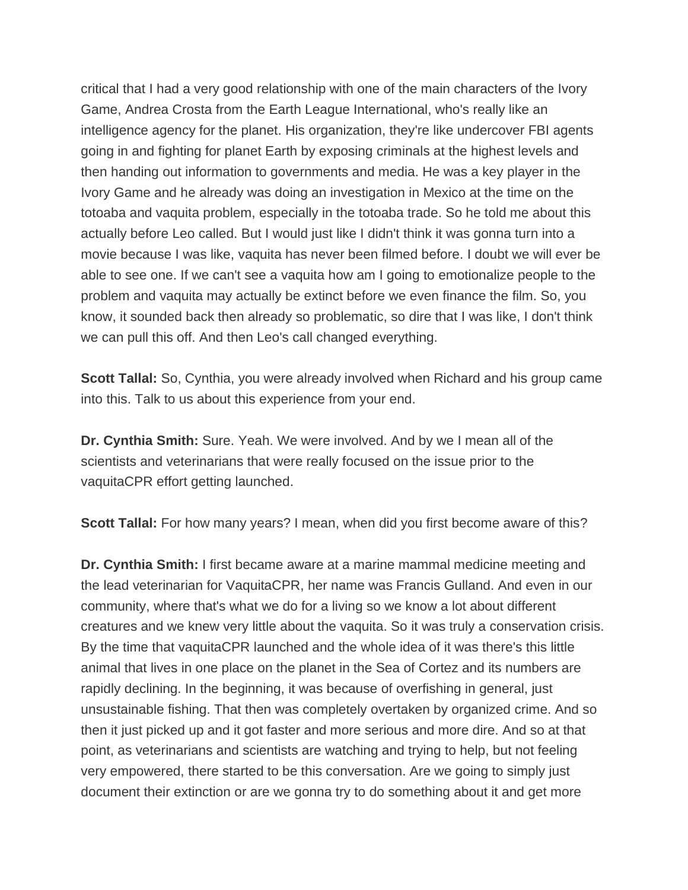critical that I had a very good relationship with one of the main characters of the Ivory Game, Andrea Crosta from the Earth League International, who's really like an intelligence agency for the planet. His organization, they're like undercover FBI agents going in and fighting for planet Earth by exposing criminals at the highest levels and then handing out information to governments and media. He was a key player in the Ivory Game and he already was doing an investigation in Mexico at the time on the totoaba and vaquita problem, especially in the totoaba trade. So he told me about this actually before Leo called. But I would just like I didn't think it was gonna turn into a movie because I was like, vaquita has never been filmed before. I doubt we will ever be able to see one. If we can't see a vaquita how am I going to emotionalize people to the problem and vaquita may actually be extinct before we even finance the film. So, you know, it sounded back then already so problematic, so dire that I was like, I don't think we can pull this off. And then Leo's call changed everything.

**Scott Tallal:** So, Cynthia, you were already involved when Richard and his group came into this. Talk to us about this experience from your end.

**Dr. Cynthia Smith:** Sure. Yeah. We were involved. And by we I mean all of the scientists and veterinarians that were really focused on the issue prior to the vaquitaCPR effort getting launched.

**Scott Tallal:** For how many years? I mean, when did you first become aware of this?

**Dr. Cynthia Smith:** I first became aware at a marine mammal medicine meeting and the lead veterinarian for VaquitaCPR, her name was Francis Gulland. And even in our community, where that's what we do for a living so we know a lot about different creatures and we knew very little about the vaquita. So it was truly a conservation crisis. By the time that vaquitaCPR launched and the whole idea of it was there's this little animal that lives in one place on the planet in the Sea of Cortez and its numbers are rapidly declining. In the beginning, it was because of overfishing in general, just unsustainable fishing. That then was completely overtaken by organized crime. And so then it just picked up and it got faster and more serious and more dire. And so at that point, as veterinarians and scientists are watching and trying to help, but not feeling very empowered, there started to be this conversation. Are we going to simply just document their extinction or are we gonna try to do something about it and get more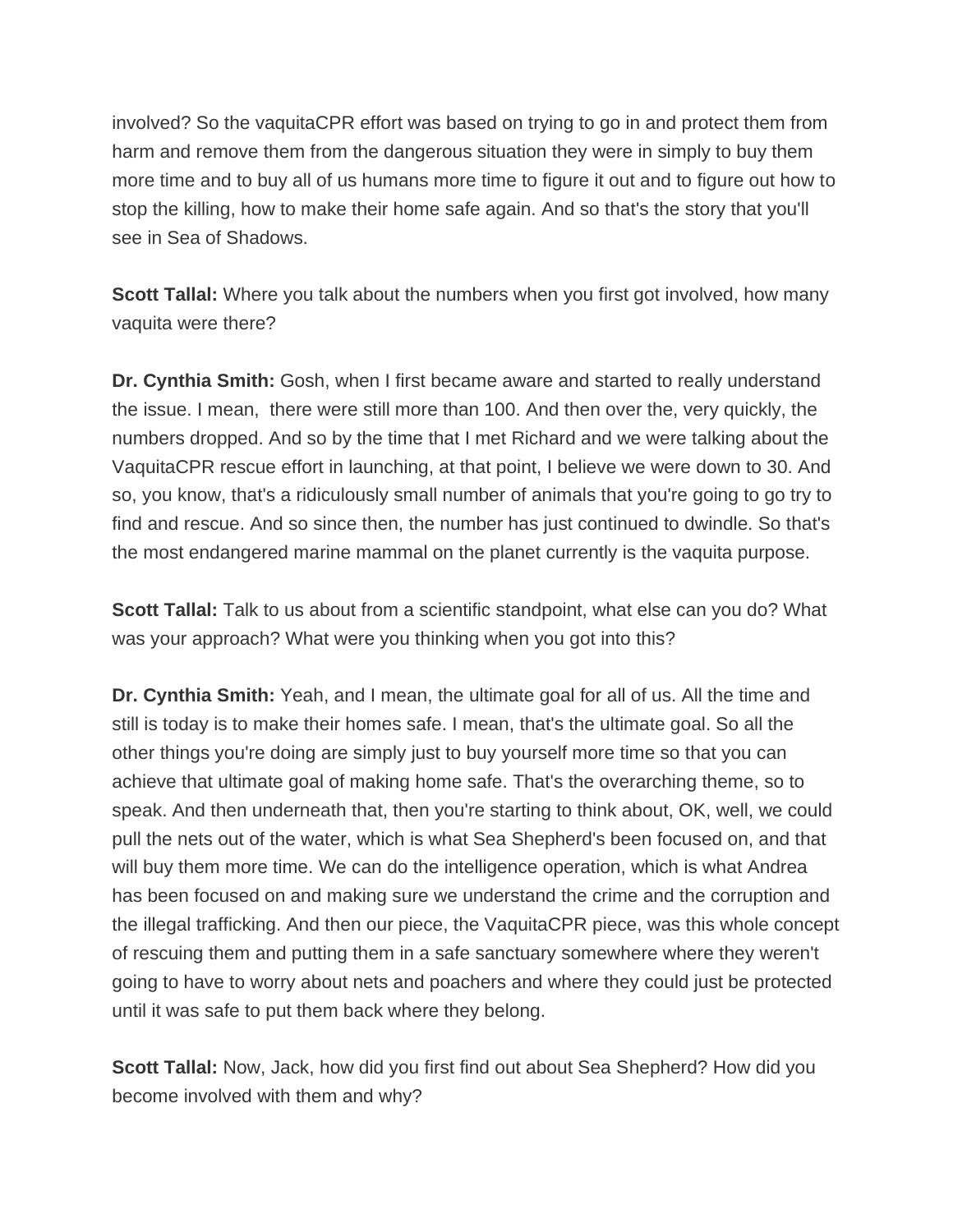involved? So the vaquitaCPR effort was based on trying to go in and protect them from harm and remove them from the dangerous situation they were in simply to buy them more time and to buy all of us humans more time to figure it out and to figure out how to stop the killing, how to make their home safe again. And so that's the story that you'll see in Sea of Shadows.

**Scott Tallal:** Where you talk about the numbers when you first got involved, how many vaquita were there?

**Dr. Cynthia Smith:** Gosh, when I first became aware and started to really understand the issue. I mean,  there were still more than 100. And then over the, very quickly, the numbers dropped. And so by the time that I met Richard and we were talking about the VaquitaCPR rescue effort in launching, at that point, I believe we were down to 30. And so, you know, that's a ridiculously small number of animals that you're going to go try to find and rescue. And so since then, the number has just continued to dwindle. So that's the most endangered marine mammal on the planet currently is the vaquita purpose.

**Scott Tallal:** Talk to us about from a scientific standpoint, what else can you do? What was your approach? What were you thinking when you got into this?

**Dr. Cynthia Smith:** Yeah, and I mean, the ultimate goal for all of us. All the time and still is today is to make their homes safe. I mean, that's the ultimate goal. So all the other things you're doing are simply just to buy yourself more time so that you can achieve that ultimate goal of making home safe. That's the overarching theme, so to speak. And then underneath that, then you're starting to think about, OK, well, we could pull the nets out of the water, which is what Sea Shepherd's been focused on, and that will buy them more time. We can do the intelligence operation, which is what Andrea has been focused on and making sure we understand the crime and the corruption and the illegal trafficking. And then our piece, the VaquitaCPR piece, was this whole concept of rescuing them and putting them in a safe sanctuary somewhere where they weren't going to have to worry about nets and poachers and where they could just be protected until it was safe to put them back where they belong.

**Scott Tallal:** Now, Jack, how did you first find out about Sea Shepherd? How did you become involved with them and why?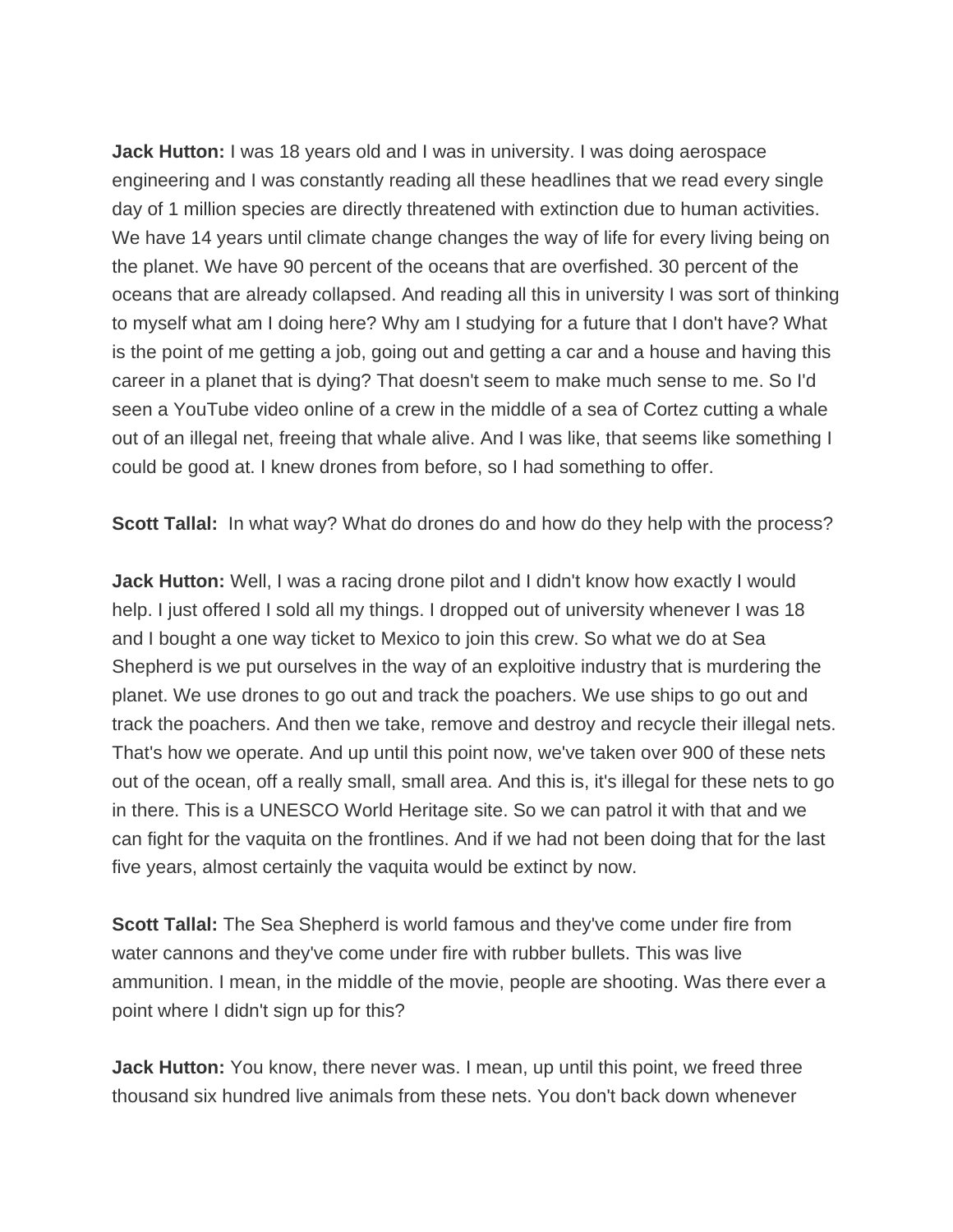**Jack Hutton:** I was 18 years old and I was in university. I was doing aerospace engineering and I was constantly reading all these headlines that we read every single day of 1 million species are directly threatened with extinction due to human activities. We have 14 years until climate change changes the way of life for every living being on the planet. We have 90 percent of the oceans that are overfished. 30 percent of the oceans that are already collapsed. And reading all this in university I was sort of thinking to myself what am I doing here? Why am I studying for a future that I don't have? What is the point of me getting a job, going out and getting a car and a house and having this career in a planet that is dying? That doesn't seem to make much sense to me. So I'd seen a YouTube video online of a crew in the middle of a sea of Cortez cutting a whale out of an illegal net, freeing that whale alive. And I was like, that seems like something I could be good at. I knew drones from before, so I had something to offer.

**Scott Tallal:** In what way? What do drones do and how do they help with the process?

**Jack Hutton:** Well, I was a racing drone pilot and I didn't know how exactly I would help. I just offered I sold all my things. I dropped out of university whenever I was 18 and I bought a one way ticket to Mexico to join this crew. So what we do at Sea Shepherd is we put ourselves in the way of an exploitive industry that is murdering the planet. We use drones to go out and track the poachers. We use ships to go out and track the poachers. And then we take, remove and destroy and recycle their illegal nets. That's how we operate. And up until this point now, we've taken over 900 of these nets out of the ocean, off a really small, small area. And this is, it's illegal for these nets to go in there. This is a UNESCO World Heritage site. So we can patrol it with that and we can fight for the vaquita on the frontlines. And if we had not been doing that for the last five years, almost certainly the vaquita would be extinct by now.

**Scott Tallal:** The Sea Shepherd is world famous and they've come under fire from water cannons and they've come under fire with rubber bullets. This was live ammunition. I mean, in the middle of the movie, people are shooting. Was there ever a point where I didn't sign up for this?

**Jack Hutton:** You know, there never was. I mean, up until this point, we freed three thousand six hundred live animals from these nets. You don't back down whenever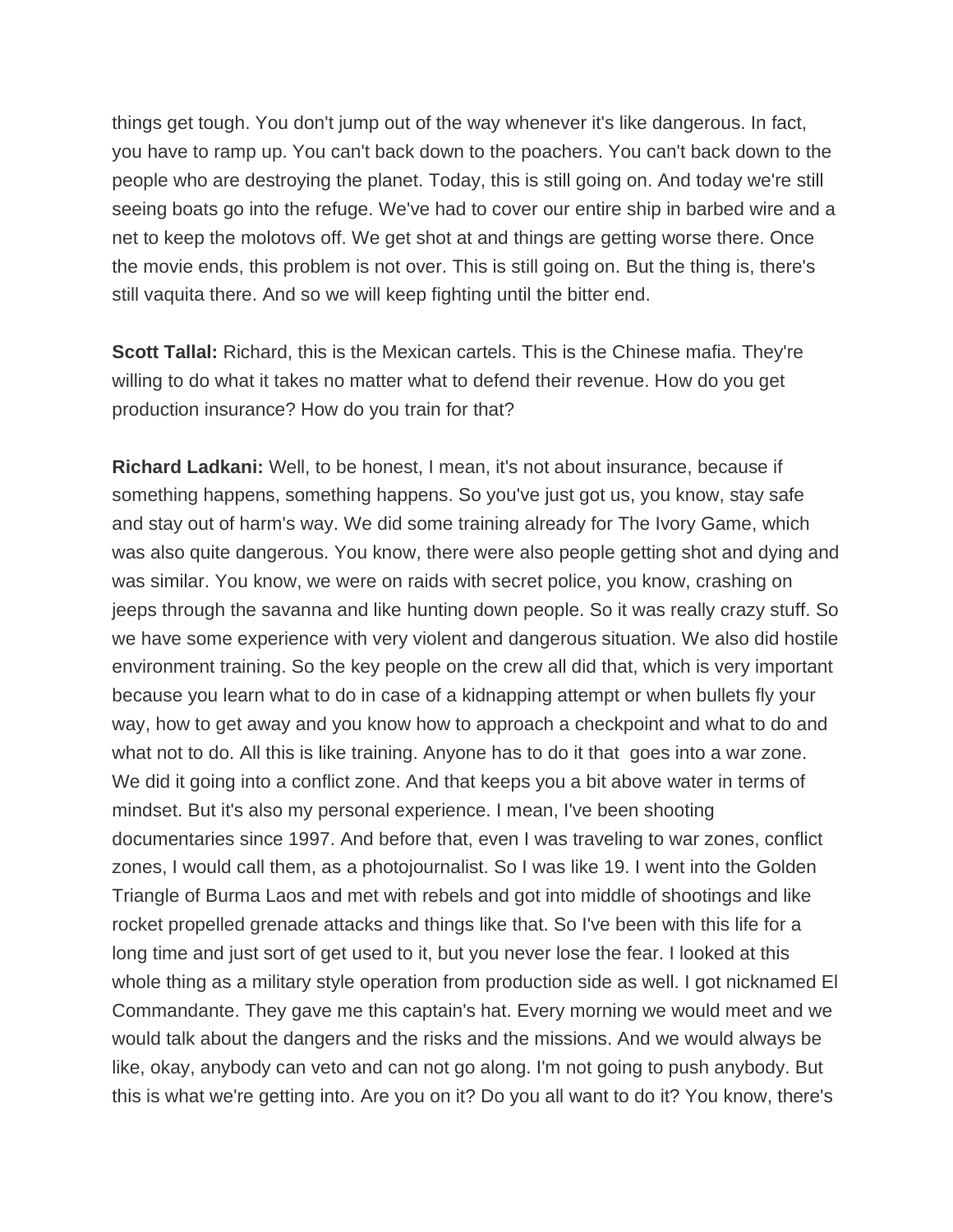things get tough. You don't jump out of the way whenever it's like dangerous. In fact, you have to ramp up. You can't back down to the poachers. You can't back down to the people who are destroying the planet. Today, this is still going on. And today we're still seeing boats go into the refuge. We've had to cover our entire ship in barbed wire and a net to keep the molotovs off. We get shot at and things are getting worse there. Once the movie ends, this problem is not over. This is still going on. But the thing is, there's still vaquita there. And so we will keep fighting until the bitter end.

**Scott Tallal:** Richard, this is the Mexican cartels. This is the Chinese mafia. They're willing to do what it takes no matter what to defend their revenue. How do you get production insurance? How do you train for that?

**Richard Ladkani:** Well, to be honest, I mean, it's not about insurance, because if something happens, something happens. So you've just got us, you know, stay safe and stay out of harm's way. We did some training already for The Ivory Game, which was also quite dangerous. You know, there were also people getting shot and dying and was similar. You know, we were on raids with secret police, you know, crashing on jeeps through the savanna and like hunting down people. So it was really crazy stuff. So we have some experience with very violent and dangerous situation. We also did hostile environment training. So the key people on the crew all did that, which is very important because you learn what to do in case of a kidnapping attempt or when bullets fly your way, how to get away and you know how to approach a checkpoint and what to do and what not to do. All this is like training. Anyone has to do it that goes into a war zone. We did it going into a conflict zone. And that keeps you a bit above water in terms of mindset. But it's also my personal experience. I mean, I've been shooting documentaries since 1997. And before that, even I was traveling to war zones, conflict zones, I would call them, as a photojournalist. So I was like 19. I went into the Golden Triangle of Burma Laos and met with rebels and got into middle of shootings and like rocket propelled grenade attacks and things like that. So I've been with this life for a long time and just sort of get used to it, but you never lose the fear. I looked at this whole thing as a military style operation from production side as well. I got nicknamed El Commandante. They gave me this captain's hat. Every morning we would meet and we would talk about the dangers and the risks and the missions. And we would always be like, okay, anybody can veto and can not go along. I'm not going to push anybody. But this is what we're getting into. Are you on it? Do you all want to do it? You know, there's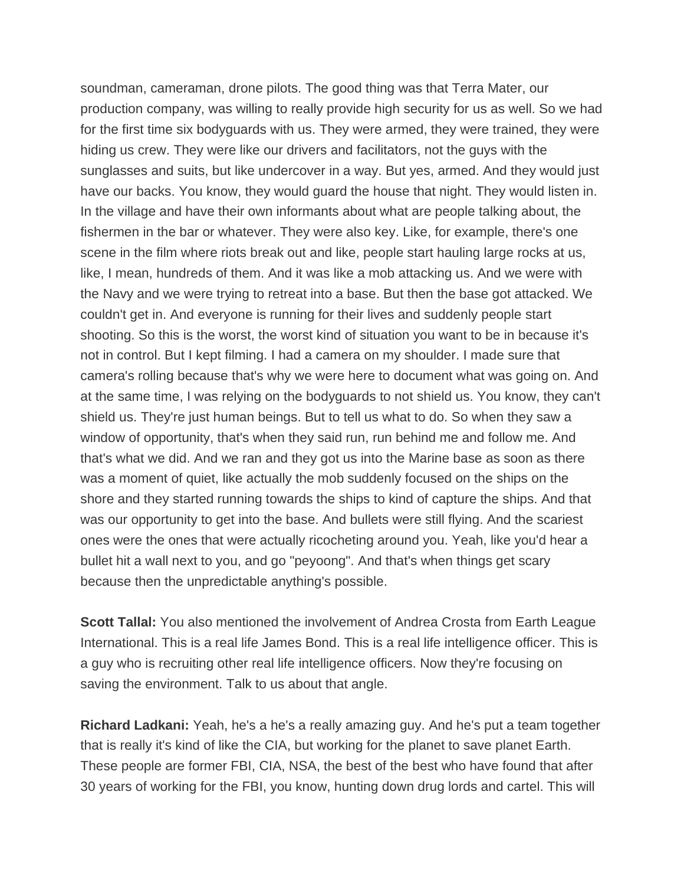soundman, cameraman, drone pilots. The good thing was that Terra Mater, our production company, was willing to really provide high security for us as well. So we had for the first time six bodyguards with us. They were armed, they were trained, they were hiding us crew. They were like our drivers and facilitators, not the guys with the sunglasses and suits, but like undercover in a way. But yes, armed. And they would just have our backs. You know, they would guard the house that night. They would listen in. In the village and have their own informants about what are people talking about, the fishermen in the bar or whatever. They were also key. Like, for example, there's one scene in the film where riots break out and like, people start hauling large rocks at us, like, I mean, hundreds of them. And it was like a mob attacking us. And we were with the Navy and we were trying to retreat into a base. But then the base got attacked. We couldn't get in. And everyone is running for their lives and suddenly people start shooting. So this is the worst, the worst kind of situation you want to be in because it's not in control. But I kept filming. I had a camera on my shoulder. I made sure that camera's rolling because that's why we were here to document what was going on. And at the same time, I was relying on the bodyguards to not shield us. You know, they can't shield us. They're just human beings. But to tell us what to do. So when they saw a window of opportunity, that's when they said run, run behind me and follow me. And that's what we did. And we ran and they got us into the Marine base as soon as there was a moment of quiet, like actually the mob suddenly focused on the ships on the shore and they started running towards the ships to kind of capture the ships. And that was our opportunity to get into the base. And bullets were still flying. And the scariest ones were the ones that were actually ricocheting around you. Yeah, like you'd hear a bullet hit a wall next to you, and go "peyoong". And that's when things get scary because then the unpredictable anything's possible.

**Scott Tallal:** You also mentioned the involvement of Andrea Crosta from Earth League International. This is a real life James Bond. This is a real life intelligence officer. This is a guy who is recruiting other real life intelligence officers. Now they're focusing on saving the environment. Talk to us about that angle.

**Richard Ladkani:** Yeah, he's a he's a really amazing guy. And he's put a team together that is really it's kind of like the CIA, but working for the planet to save planet Earth. These people are former FBI, CIA, NSA, the best of the best who have found that after 30 years of working for the FBI, you know, hunting down drug lords and cartel. This will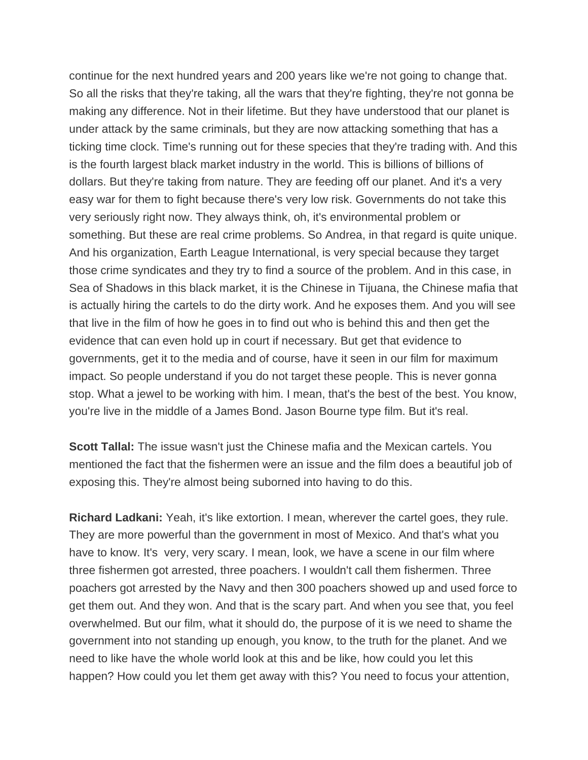continue for the next hundred years and 200 years like we're not going to change that. So all the risks that they're taking, all the wars that they're fighting, they're not gonna be making any difference. Not in their lifetime. But they have understood that our planet is under attack by the same criminals, but they are now attacking something that has a ticking time clock. Time's running out for these species that they're trading with. And this is the fourth largest black market industry in the world. This is billions of billions of dollars. But they're taking from nature. They are feeding off our planet. And it's a very easy war for them to fight because there's very low risk. Governments do not take this very seriously right now. They always think, oh, it's environmental problem or something. But these are real crime problems. So Andrea, in that regard is quite unique. And his organization, Earth League International, is very special because they target those crime syndicates and they try to find a source of the problem. And in this case, in Sea of Shadows in this black market, it is the Chinese in Tijuana, the Chinese mafia that is actually hiring the cartels to do the dirty work. And he exposes them. And you will see that live in the film of how he goes in to find out who is behind this and then get the evidence that can even hold up in court if necessary. But get that evidence to governments, get it to the media and of course, have it seen in our film for maximum impact. So people understand if you do not target these people. This is never gonna stop. What a jewel to be working with him. I mean, that's the best of the best. You know, you're live in the middle of a James Bond. Jason Bourne type film. But it's real.

**Scott Tallal:** The issue wasn't just the Chinese mafia and the Mexican cartels. You mentioned the fact that the fishermen were an issue and the film does a beautiful job of exposing this. They're almost being suborned into having to do this.

**Richard Ladkani:** Yeah, it's like extortion. I mean, wherever the cartel goes, they rule. They are more powerful than the government in most of Mexico. And that's what you have to know. It's very, very scary. I mean, look, we have a scene in our film where three fishermen got arrested, three poachers. I wouldn't call them fishermen. Three poachers got arrested by the Navy and then 300 poachers showed up and used force to get them out. And they won. And that is the scary part. And when you see that, you feel overwhelmed. But our film, what it should do, the purpose of it is we need to shame the government into not standing up enough, you know, to the truth for the planet. And we need to like have the whole world look at this and be like, how could you let this happen? How could you let them get away with this? You need to focus your attention,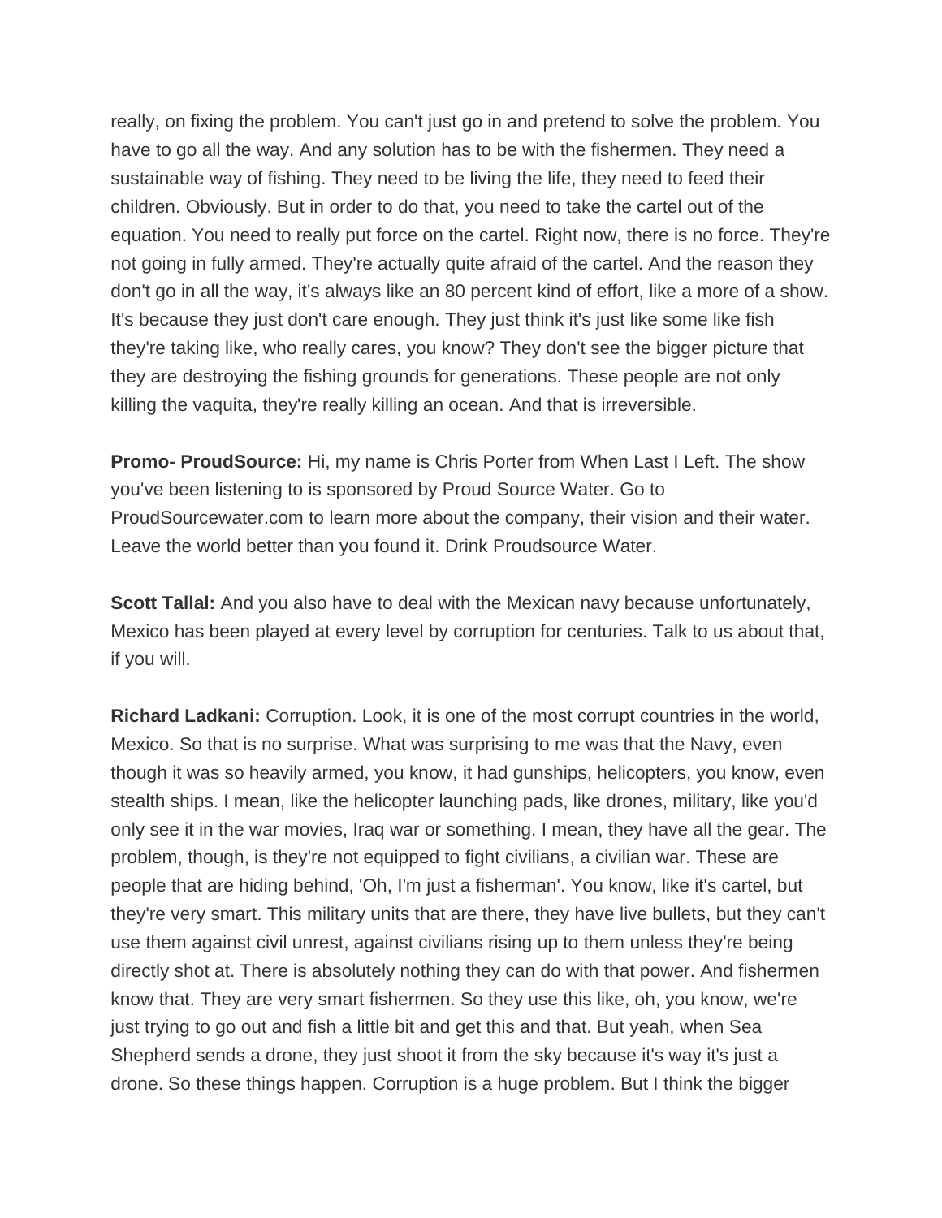really, on fixing the problem. You can't just go in and pretend to solve the problem. You have to go all the way. And any solution has to be with the fishermen. They need a sustainable way of fishing. They need to be living the life, they need to feed their children. Obviously. But in order to do that, you need to take the cartel out of the equation. You need to really put force on the cartel. Right now, there is no force. They're not going in fully armed. They're actually quite afraid of the cartel. And the reason they don't go in all the way, it's always like an 80 percent kind of effort, like a more of a show. It's because they just don't care enough. They just think it's just like some like fish they're taking like, who really cares, you know? They don't see the bigger picture that they are destroying the fishing grounds for generations. These people are not only killing the vaquita, they're really killing an ocean. And that is irreversible.

**Promo- ProudSource:** Hi, my name is Chris Porter from When Last I Left. The show you've been listening to is sponsored by Proud Source Water. Go to ProudSourcewater.com to learn more about the company, their vision and their water. Leave the world better than you found it. Drink Proudsource Water.

**Scott Tallal:** And you also have to deal with the Mexican navy because unfortunately, Mexico has been played at every level by corruption for centuries. Talk to us about that, if you will.

**Richard Ladkani:** Corruption. Look, it is one of the most corrupt countries in the world, Mexico. So that is no surprise. What was surprising to me was that the Navy, even though it was so heavily armed, you know, it had gunships, helicopters, you know, even stealth ships. I mean, like the helicopter launching pads, like drones, military, like you'd only see it in the war movies, Iraq war or something. I mean, they have all the gear. The problem, though, is they're not equipped to fight civilians, a civilian war. These are people that are hiding behind, 'Oh, I'm just a fisherman'. You know, like it's cartel, but they're very smart. This military units that are there, they have live bullets, but they can't use them against civil unrest, against civilians rising up to them unless they're being directly shot at. There is absolutely nothing they can do with that power. And fishermen know that. They are very smart fishermen. So they use this like, oh, you know, we're just trying to go out and fish a little bit and get this and that. But yeah, when Sea Shepherd sends a drone, they just shoot it from the sky because it's way it's just a drone. So these things happen. Corruption is a huge problem. But I think the bigger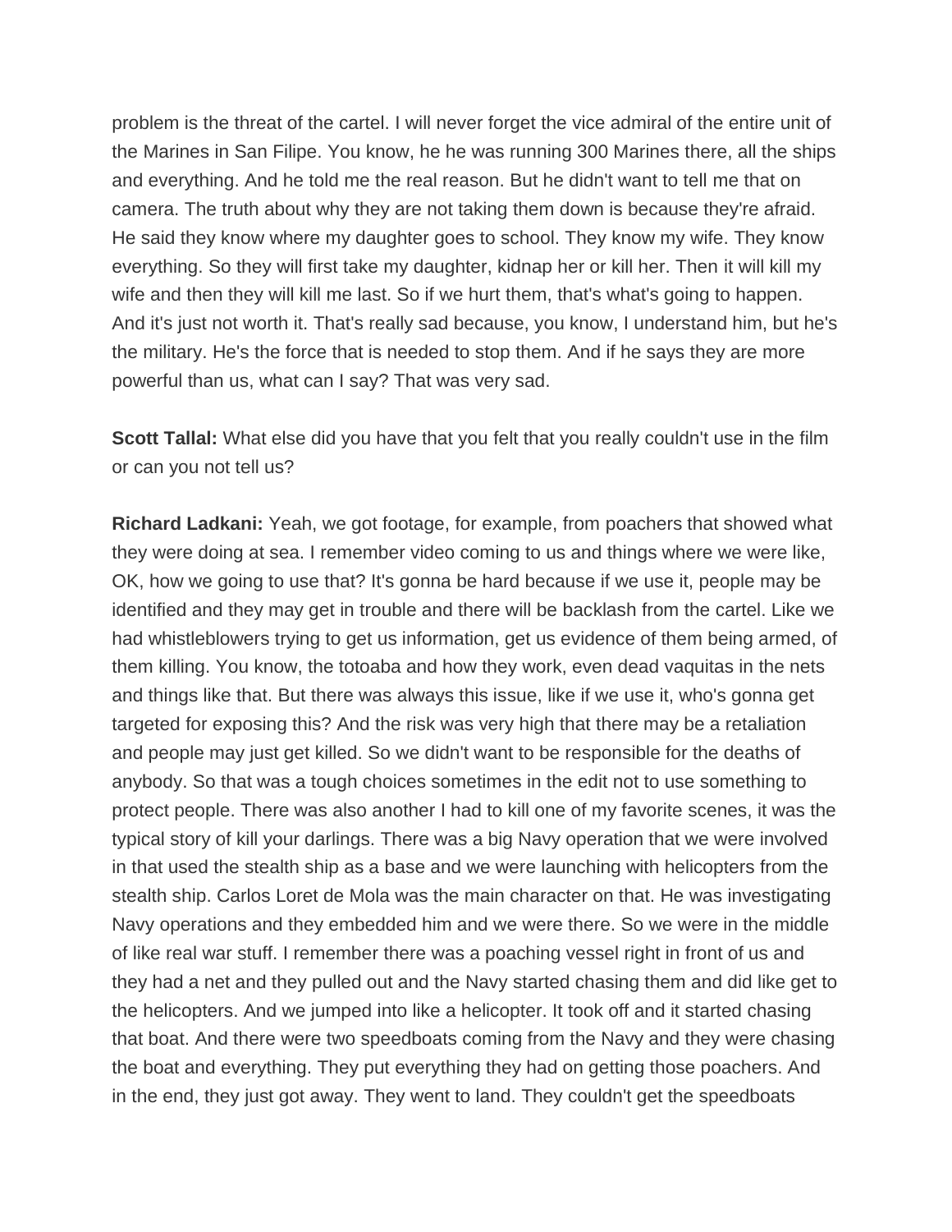problem is the threat of the cartel. I will never forget the vice admiral of the entire unit of the Marines in San Filipe. You know, he he was running 300 Marines there, all the ships and everything. And he told me the real reason. But he didn't want to tell me that on camera. The truth about why they are not taking them down is because they're afraid. He said they know where my daughter goes to school. They know my wife. They know everything. So they will first take my daughter, kidnap her or kill her. Then it will kill my wife and then they will kill me last. So if we hurt them, that's what's going to happen. And it's just not worth it. That's really sad because, you know, I understand him, but he's the military. He's the force that is needed to stop them. And if he says they are more powerful than us, what can I say? That was very sad.

**Scott Tallal:** What else did you have that you felt that you really couldn't use in the film or can you not tell us?

**Richard Ladkani:** Yeah, we got footage, for example, from poachers that showed what they were doing at sea. I remember video coming to us and things where we were like, OK, how we going to use that? It's gonna be hard because if we use it, people may be identified and they may get in trouble and there will be backlash from the cartel. Like we had whistleblowers trying to get us information, get us evidence of them being armed, of them killing. You know, the totoaba and how they work, even dead vaquitas in the nets and things like that. But there was always this issue, like if we use it, who's gonna get targeted for exposing this? And the risk was very high that there may be a retaliation and people may just get killed. So we didn't want to be responsible for the deaths of anybody. So that was a tough choices sometimes in the edit not to use something to protect people. There was also another I had to kill one of my favorite scenes, it was the typical story of kill your darlings. There was a big Navy operation that we were involved in that used the stealth ship as a base and we were launching with helicopters from the stealth ship. Carlos Loret de Mola was the main character on that. He was investigating Navy operations and they embedded him and we were there. So we were in the middle of like real war stuff. I remember there was a poaching vessel right in front of us and they had a net and they pulled out and the Navy started chasing them and did like get to the helicopters. And we jumped into like a helicopter. It took off and it started chasing that boat. And there were two speedboats coming from the Navy and they were chasing the boat and everything. They put everything they had on getting those poachers. And in the end, they just got away. They went to land. They couldn't get the speedboats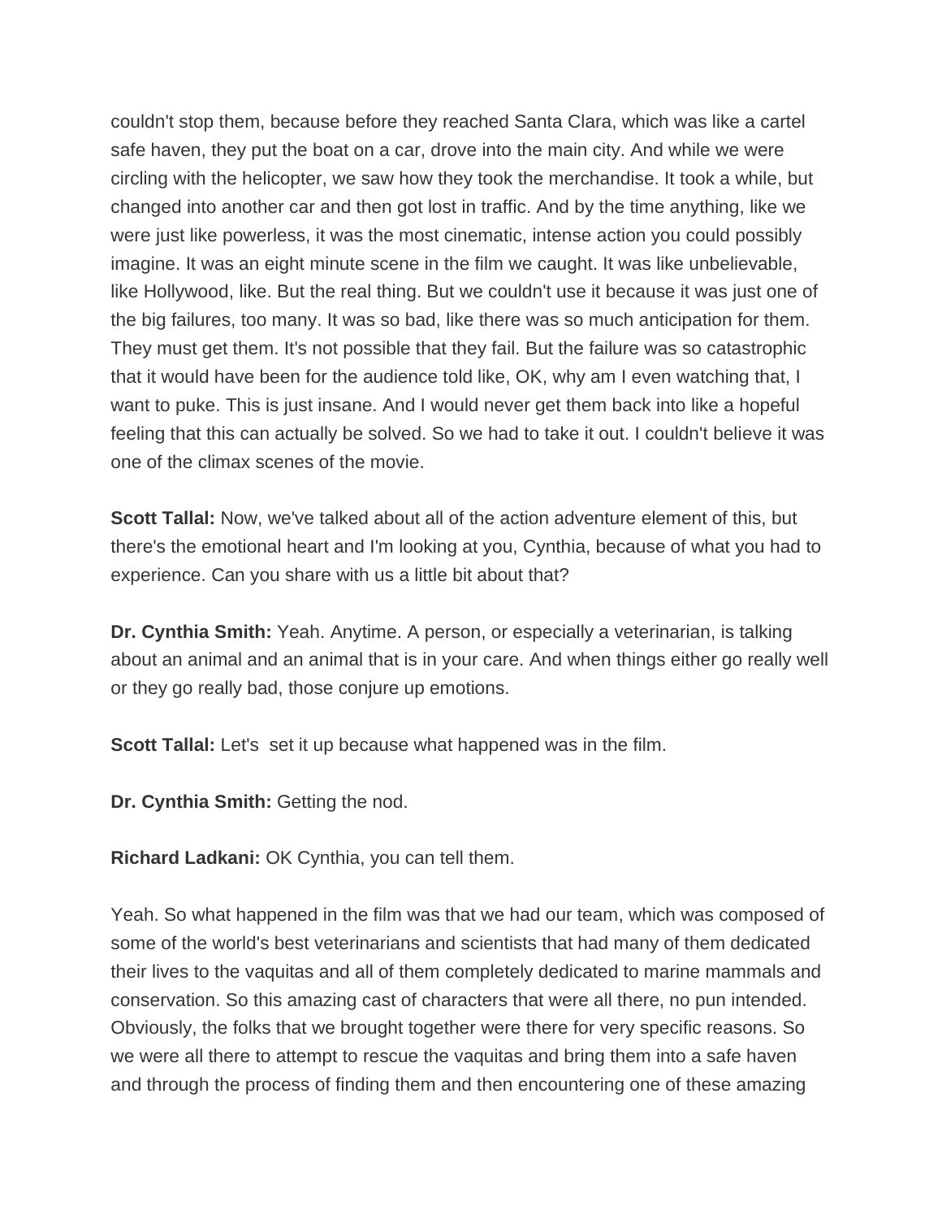couldn't stop them, because before they reached Santa Clara, which was like a cartel safe haven, they put the boat on a car, drove into the main city. And while we were circling with the helicopter, we saw how they took the merchandise. It took a while, but changed into another car and then got lost in traffic. And by the time anything, like we were just like powerless, it was the most cinematic, intense action you could possibly imagine. It was an eight minute scene in the film we caught. It was like unbelievable, like Hollywood, like. But the real thing. But we couldn't use it because it was just one of the big failures, too many. It was so bad, like there was so much anticipation for them. They must get them. It's not possible that they fail. But the failure was so catastrophic that it would have been for the audience told like, OK, why am I even watching that, I want to puke. This is just insane. And I would never get them back into like a hopeful feeling that this can actually be solved. So we had to take it out. I couldn't believe it was one of the climax scenes of the movie.

**Scott Tallal:** Now, we've talked about all of the action adventure element of this, but there's the emotional heart and I'm looking at you, Cynthia, because of what you had to experience. Can you share with us a little bit about that?

**Dr. Cynthia Smith:** Yeah. Anytime. A person, or especially a veterinarian, is talking about an animal and an animal that is in your care. And when things either go really well or they go really bad, those conjure up emotions.

**Scott Tallal:** Let's set it up because what happened was in the film.

**Dr. Cynthia Smith:** Getting the nod.

**Richard Ladkani:** OK Cynthia, you can tell them.

Yeah. So what happened in the film was that we had our team, which was composed of some of the world's best veterinarians and scientists that had many of them dedicated their lives to the vaquitas and all of them completely dedicated to marine mammals and conservation. So this amazing cast of characters that were all there, no pun intended. Obviously, the folks that we brought together were there for very specific reasons. So we were all there to attempt to rescue the vaquitas and bring them into a safe haven and through the process of finding them and then encountering one of these amazing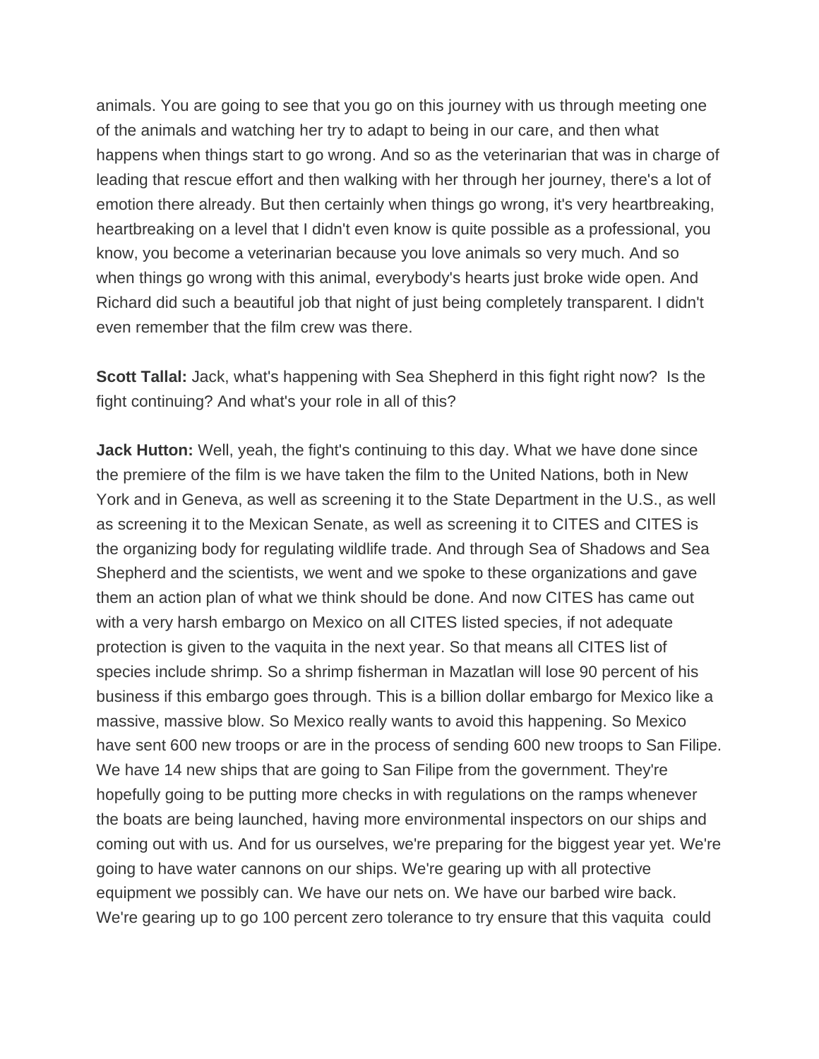animals. You are going to see that you go on this journey with us through meeting one of the animals and watching her try to adapt to being in our care, and then what happens when things start to go wrong. And so as the veterinarian that was in charge of leading that rescue effort and then walking with her through her journey, there's a lot of emotion there already. But then certainly when things go wrong, it's very heartbreaking, heartbreaking on a level that I didn't even know is quite possible as a professional, you know, you become a veterinarian because you love animals so very much. And so when things go wrong with this animal, everybody's hearts just broke wide open. And Richard did such a beautiful job that night of just being completely transparent. I didn't even remember that the film crew was there.

**Scott Tallal:** Jack, what's happening with Sea Shepherd in this fight right now? Is the fight continuing? And what's your role in all of this?

**Jack Hutton:** Well, yeah, the fight's continuing to this day. What we have done since the premiere of the film is we have taken the film to the United Nations, both in New York and in Geneva, as well as screening it to the State Department in the U.S., as well as screening it to the Mexican Senate, as well as screening it to CITES and CITES is the organizing body for regulating wildlife trade. And through Sea of Shadows and Sea Shepherd and the scientists, we went and we spoke to these organizations and gave them an action plan of what we think should be done. And now CITES has came out with a very harsh embargo on Mexico on all CITES listed species, if not adequate protection is given to the vaquita in the next year. So that means all CITES list of species include shrimp. So a shrimp fisherman in Mazatlan will lose 90 percent of his business if this embargo goes through. This is a billion dollar embargo for Mexico like a massive, massive blow. So Mexico really wants to avoid this happening. So Mexico have sent 600 new troops or are in the process of sending 600 new troops to San Filipe. We have 14 new ships that are going to San Filipe from the government. They're hopefully going to be putting more checks in with regulations on the ramps whenever the boats are being launched, having more environmental inspectors on our ships and coming out with us. And for us ourselves, we're preparing for the biggest year yet. We're going to have water cannons on our ships. We're gearing up with all protective equipment we possibly can. We have our nets on. We have our barbed wire back. We're gearing up to go 100 percent zero tolerance to try ensure that this vaquita could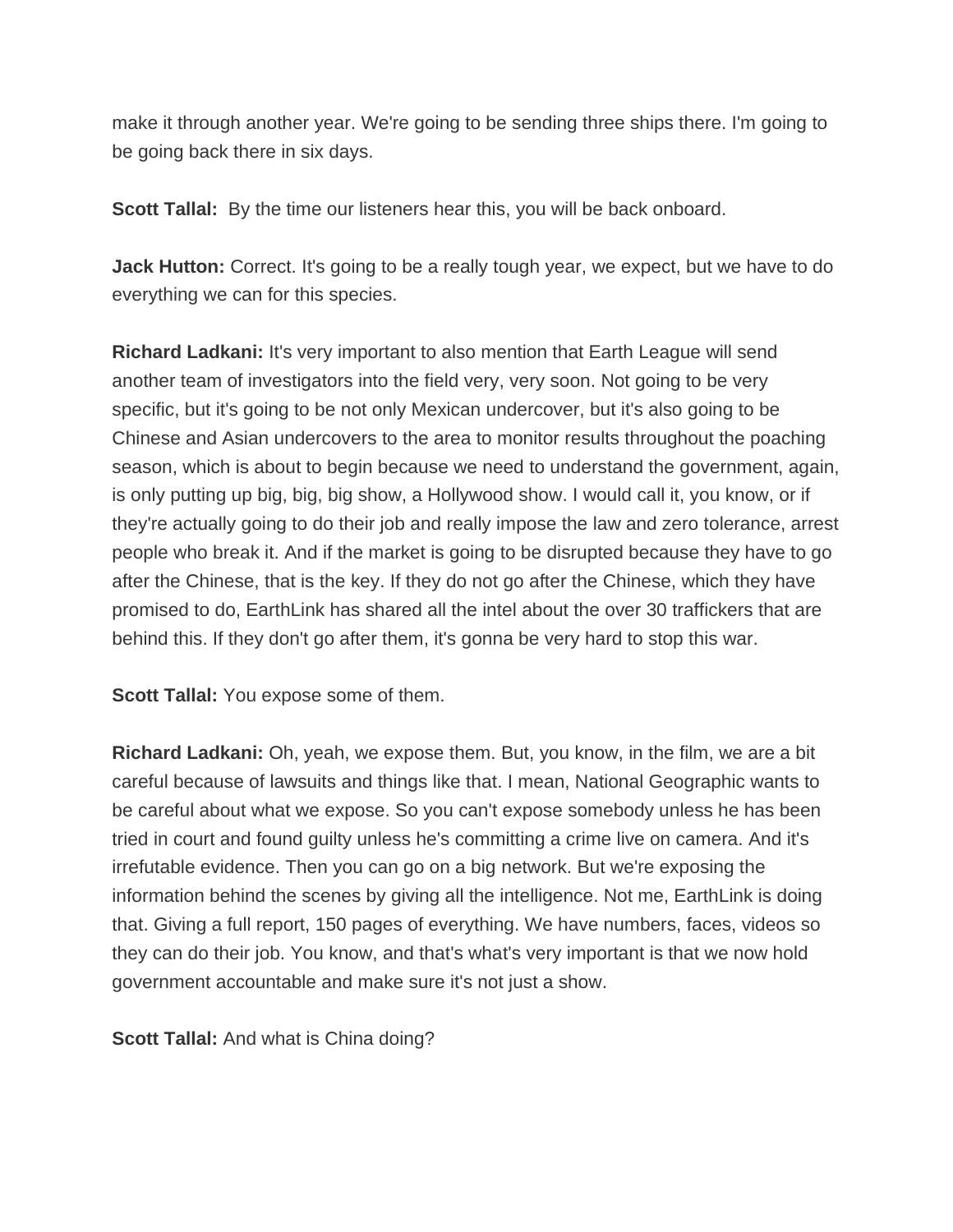make it through another year. We're going to be sending three ships there. I'm going to be going back there in six days.

**Scott Tallal:** By the time our listeners hear this, you will be back onboard.

**Jack Hutton:** Correct. It's going to be a really tough year, we expect, but we have to do everything we can for this species.

**Richard Ladkani:** It's very important to also mention that Earth League will send another team of investigators into the field very, very soon. Not going to be very specific, but it's going to be not only Mexican undercover, but it's also going to be Chinese and Asian undercovers to the area to monitor results throughout the poaching season, which is about to begin because we need to understand the government, again, is only putting up big, big, big show, a Hollywood show. I would call it, you know, or if they're actually going to do their job and really impose the law and zero tolerance, arrest people who break it. And if the market is going to be disrupted because they have to go after the Chinese, that is the key. If they do not go after the Chinese, which they have promised to do, EarthLink has shared all the intel about the over 30 traffickers that are behind this. If they don't go after them, it's gonna be very hard to stop this war.

**Scott Tallal:** You expose some of them.

**Richard Ladkani:** Oh, yeah, we expose them. But, you know, in the film, we are a bit careful because of lawsuits and things like that. I mean, National Geographic wants to be careful about what we expose. So you can't expose somebody unless he has been tried in court and found guilty unless he's committing a crime live on camera. And it's irrefutable evidence. Then you can go on a big network. But we're exposing the information behind the scenes by giving all the intelligence. Not me, EarthLink is doing that. Giving a full report, 150 pages of everything. We have numbers, faces, videos so they can do their job. You know, and that's what's very important is that we now hold government accountable and make sure it's not just a show.

**Scott Tallal:** And what is China doing?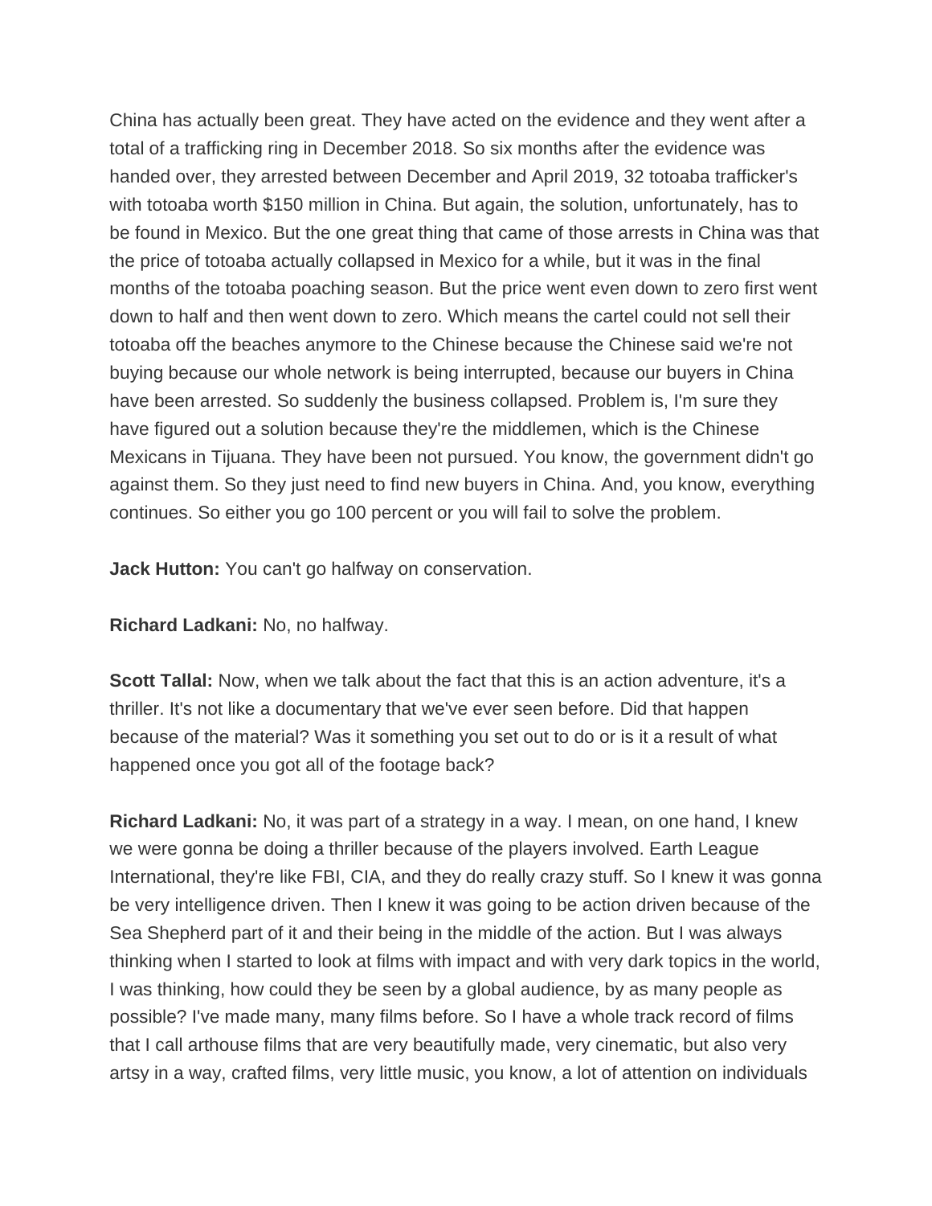China has actually been great. They have acted on the evidence and they went after a total of a trafficking ring in December 2018. So six months after the evidence was handed over, they arrested between December and April 2019, 32 totoaba trafficker's with totoaba worth $150 million in China. But again, the solution, unfortunately, has to be found in Mexico. But the one great thing that came of those arrests in China was that the price of totoaba actually collapsed in Mexico for a while, but it was in the final months of the totoaba poaching season. But the price went even down to zero first went down to half and then went down to zero. Which means the cartel could not sell their totoaba off the beaches anymore to the Chinese because the Chinese said we're not buying because our whole network is being interrupted, because our buyers in China have been arrested. So suddenly the business collapsed. Problem is, I'm sure they have figured out a solution because they're the middlemen, which is the Chinese Mexicans in Tijuana. They have been not pursued. You know, the government didn't go against them. So they just need to find new buyers in China. And, you know, everything continues. So either you go 100 percent or you will fail to solve the problem.

**Jack Hutton:** You can't go halfway on conservation.

**Richard Ladkani:** No, no halfway.

**Scott Tallal:** Now, when we talk about the fact that this is an action adventure, it's a thriller. It's not like a documentary that we've ever seen before. Did that happen because of the material? Was it something you set out to do or is it a result of what happened once you got all of the footage back?

**Richard Ladkani:** No, it was part of a strategy in a way. I mean, on one hand, I knew we were gonna be doing a thriller because of the players involved. Earth League International, they're like FBI, CIA, and they do really crazy stuff. So I knew it was gonna be very intelligence driven. Then I knew it was going to be action driven because of the Sea Shepherd part of it and their being in the middle of the action. But I was always thinking when I started to look at films with impact and with very dark topics in the world, I was thinking, how could they be seen by a global audience, by as many people as possible? I've made many, many films before. So I have a whole track record of films that I call arthouse films that are very beautifully made, very cinematic, but also very artsy in a way, crafted films, very little music, you know, a lot of attention on individuals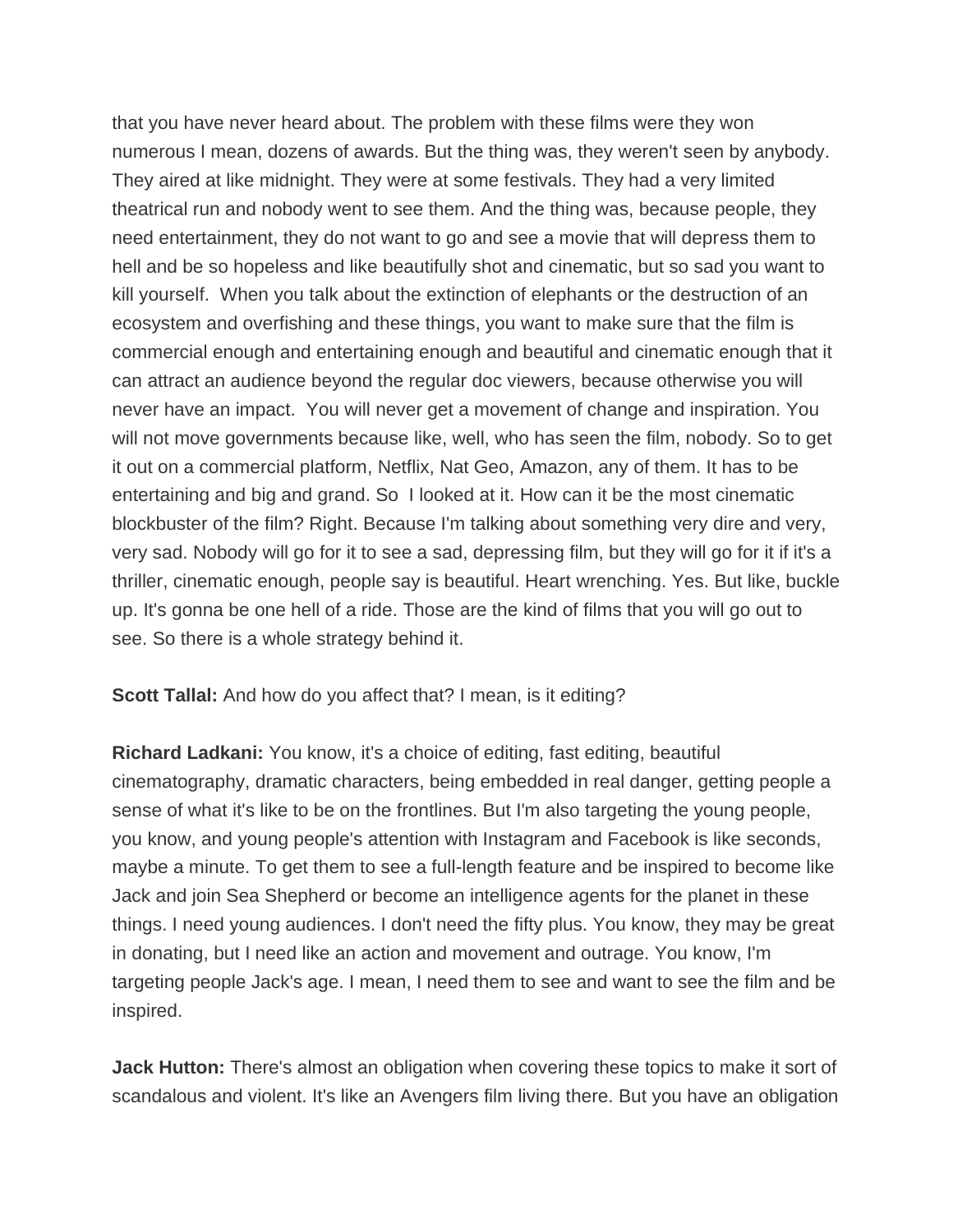that you have never heard about. The problem with these films were they won numerous I mean, dozens of awards. But the thing was, they weren't seen by anybody. They aired at like midnight. They were at some festivals. They had a very limited theatrical run and nobody went to see them. And the thing was, because people, they need entertainment, they do not want to go and see a movie that will depress them to hell and be so hopeless and like beautifully shot and cinematic, but so sad you want to kill yourself. When you talk about the extinction of elephants or the destruction of an ecosystem and overfishing and these things, you want to make sure that the film is commercial enough and entertaining enough and beautiful and cinematic enough that it can attract an audience beyond the regular doc viewers, because otherwise you will never have an impact. You will never get a movement of change and inspiration. You will not move governments because like, well, who has seen the film, nobody. So to get it out on a commercial platform, Netflix, Nat Geo, Amazon, any of them. It has to be entertaining and big and grand. So I looked at it. How can it be the most cinematic blockbuster of the film? Right. Because I'm talking about something very dire and very, very sad. Nobody will go for it to see a sad, depressing film, but they will go for it if it's a thriller, cinematic enough, people say is beautiful. Heart wrenching. Yes. But like, buckle up. It's gonna be one hell of a ride. Those are the kind of films that you will go out to see. So there is a whole strategy behind it.

**Scott Tallal:** And how do you affect that? I mean, is it editing?

**Richard Ladkani:** You know, it's a choice of editing, fast editing, beautiful cinematography, dramatic characters, being embedded in real danger, getting people a sense of what it's like to be on the frontlines. But I'm also targeting the young people, you know, and young people's attention with Instagram and Facebook is like seconds, maybe a minute. To get them to see a full-length feature and be inspired to become like Jack and join Sea Shepherd or become an intelligence agents for the planet in these things. I need young audiences. I don't need the fifty plus. You know, they may be great in donating, but I need like an action and movement and outrage. You know, I'm targeting people Jack's age. I mean, I need them to see and want to see the film and be inspired.

**Jack Hutton:** There's almost an obligation when covering these topics to make it sort of scandalous and violent. It's like an Avengers film living there. But you have an obligation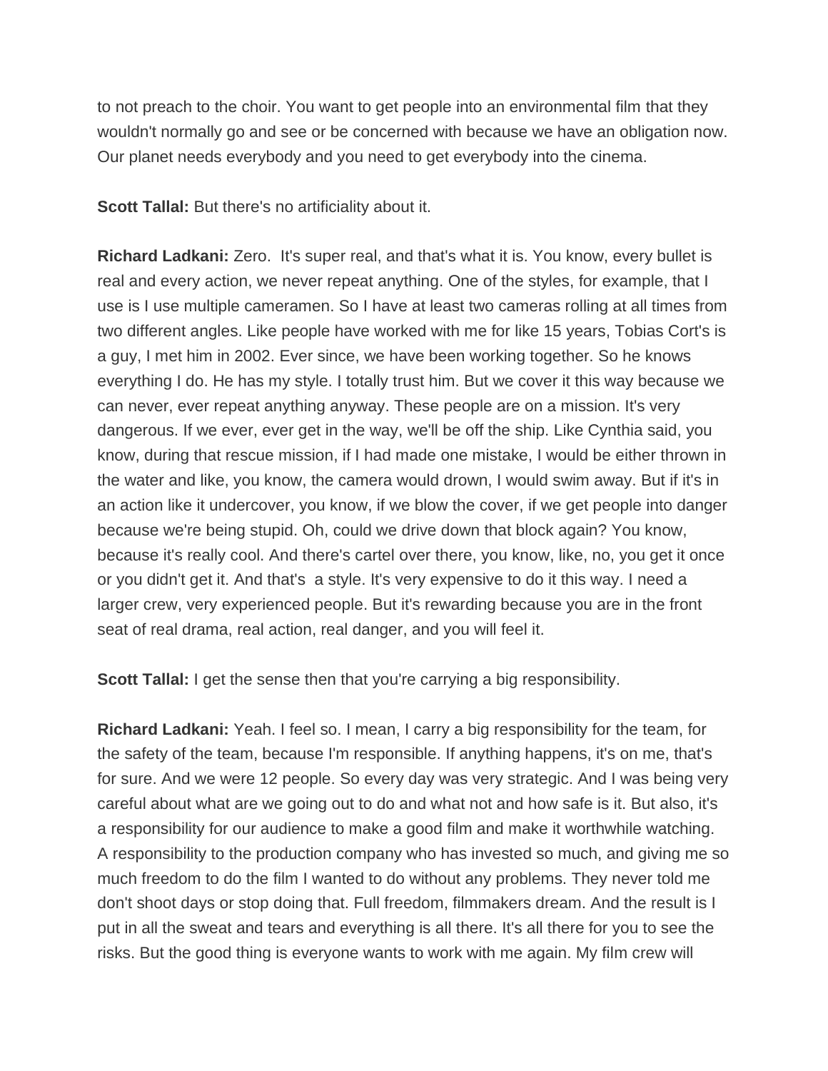to not preach to the choir. You want to get people into an environmental film that they wouldn't normally go and see or be concerned with because we have an obligation now. Our planet needs everybody and you need to get everybody into the cinema.

**Scott Tallal:** But there's no artificiality about it.

**Richard Ladkani:** Zero. It's super real, and that's what it is. You know, every bullet is real and every action, we never repeat anything. One of the styles, for example, that I use is I use multiple cameramen. So I have at least two cameras rolling at all times from two different angles. Like people have worked with me for like 15 years, Tobias Cort's is a guy, I met him in 2002. Ever since, we have been working together. So he knows everything I do. He has my style. I totally trust him. But we cover it this way because we can never, ever repeat anything anyway. These people are on a mission. It's very dangerous. If we ever, ever get in the way, we'll be off the ship. Like Cynthia said, you know, during that rescue mission, if I had made one mistake, I would be either thrown in the water and like, you know, the camera would drown, I would swim away. But if it's in an action like it undercover, you know, if we blow the cover, if we get people into danger because we're being stupid. Oh, could we drive down that block again? You know, because it's really cool. And there's cartel over there, you know, like, no, you get it once or you didn't get it. And that's a style. It's very expensive to do it this way. I need a larger crew, very experienced people. But it's rewarding because you are in the front seat of real drama, real action, real danger, and you will feel it.

**Scott Tallal:** I get the sense then that you're carrying a big responsibility.

**Richard Ladkani:** Yeah. I feel so. I mean, I carry a big responsibility for the team, for the safety of the team, because I'm responsible. If anything happens, it's on me, that's for sure. And we were 12 people. So every day was very strategic. And I was being very careful about what are we going out to do and what not and how safe is it. But also, it's a responsibility for our audience to make a good film and make it worthwhile watching. A responsibility to the production company who has invested so much, and giving me so much freedom to do the film I wanted to do without any problems. They never told me don't shoot days or stop doing that. Full freedom, filmmakers dream. And the result is I put in all the sweat and tears and everything is all there. It's all there for you to see the risks. But the good thing is everyone wants to work with me again. My film crew will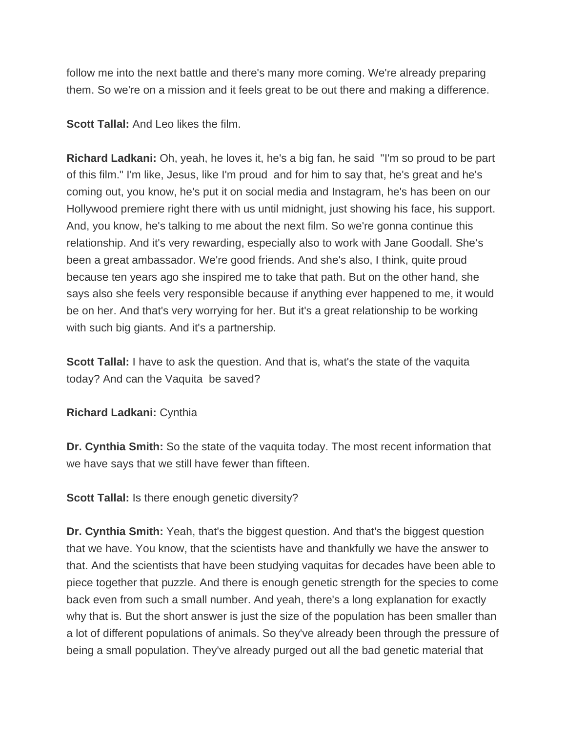follow me into the next battle and there's many more coming. We're already preparing them. So we're on a mission and it feels great to be out there and making a difference.

**Scott Tallal:** And Leo likes the film.

**Richard Ladkani:** Oh, yeah, he loves it, he's a big fan, he said "I'm so proud to be part of this film." I'm like, Jesus, like I'm proud and for him to say that, he's great and he's coming out, you know, he's put it on social media and Instagram, he's has been on our Hollywood premiere right there with us until midnight, just showing his face, his support. And, you know, he's talking to me about the next film. So we're gonna continue this relationship. And it's very rewarding, especially also to work with Jane Goodall. She's been a great ambassador. We're good friends. And she's also, I think, quite proud because ten years ago she inspired me to take that path. But on the other hand, she says also she feels very responsible because if anything ever happened to me, it would be on her. And that's very worrying for her. But it's a great relationship to be working with such big giants. And it's a partnership.

**Scott Tallal:** I have to ask the question. And that is, what's the state of the vaquita today? And can the Vaquita be saved?

**Richard Ladkani:** Cynthia

**Dr. Cynthia Smith:** So the state of the vaquita today. The most recent information that we have says that we still have fewer than fifteen.

**Scott Tallal:** Is there enough genetic diversity?

**Dr. Cynthia Smith:** Yeah, that's the biggest question. And that's the biggest question that we have. You know, that the scientists have and thankfully we have the answer to that. And the scientists that have been studying vaquitas for decades have been able to piece together that puzzle. And there is enough genetic strength for the species to come back even from such a small number. And yeah, there's a long explanation for exactly why that is. But the short answer is just the size of the population has been smaller than a lot of different populations of animals. So they've already been through the pressure of being a small population. They've already purged out all the bad genetic material that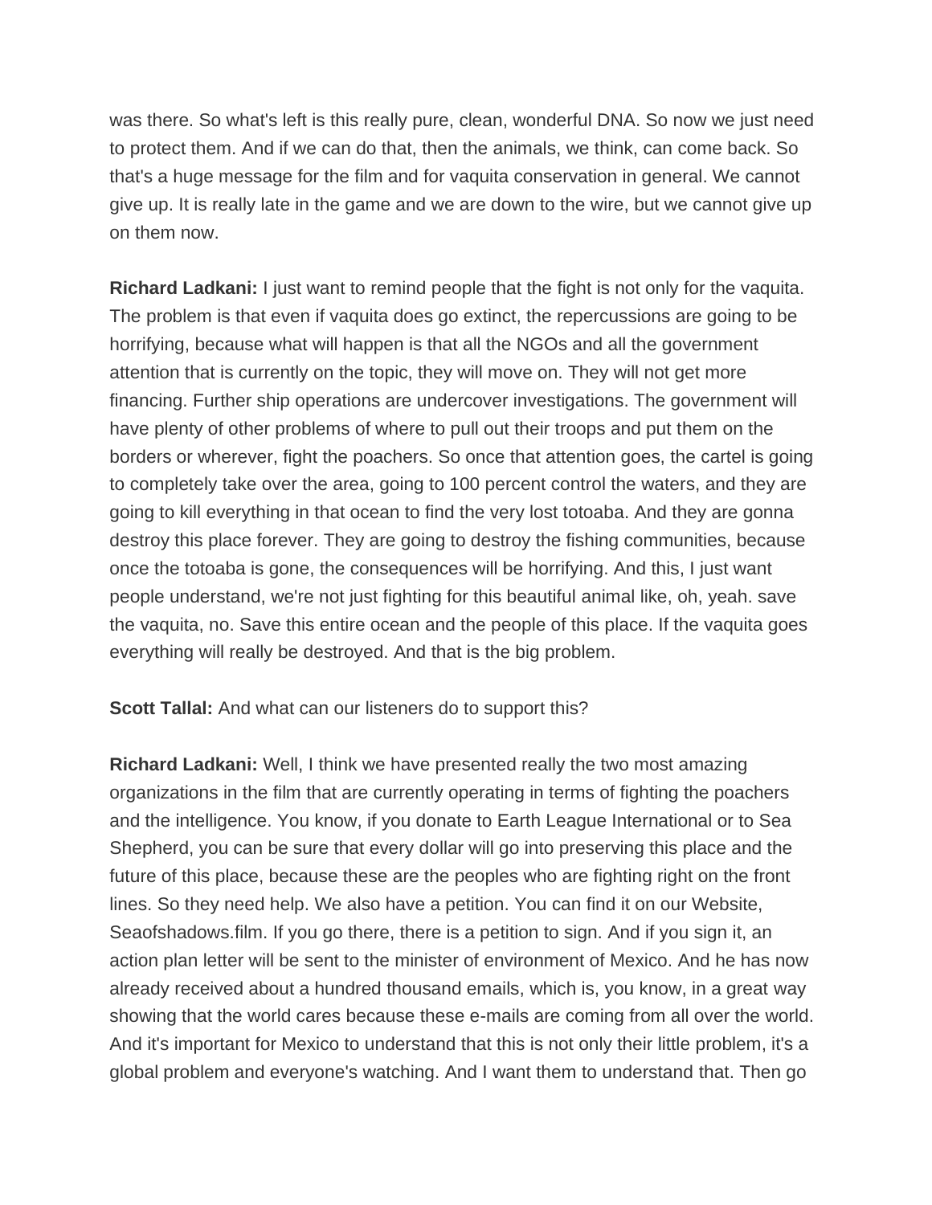was there. So what's left is this really pure, clean, wonderful DNA. So now we just need to protect them. And if we can do that, then the animals, we think, can come back. So that's a huge message for the film and for vaquita conservation in general. We cannot give up. It is really late in the game and we are down to the wire, but we cannot give up on them now.

**Richard Ladkani:** I just want to remind people that the fight is not only for the vaquita. The problem is that even if vaquita does go extinct, the repercussions are going to be horrifying, because what will happen is that all the NGOs and all the government attention that is currently on the topic, they will move on. They will not get more financing. Further ship operations are undercover investigations. The government will have plenty of other problems of where to pull out their troops and put them on the borders or wherever, fight the poachers. So once that attention goes, the cartel is going to completely take over the area, going to 100 percent control the waters, and they are going to kill everything in that ocean to find the very lost totoaba. And they are gonna destroy this place forever. They are going to destroy the fishing communities, because once the totoaba is gone, the consequences will be horrifying. And this, I just want people understand, we're not just fighting for this beautiful animal like, oh, yeah. save the vaquita, no. Save this entire ocean and the people of this place. If the vaquita goes everything will really be destroyed. And that is the big problem.

**Scott Tallal:** And what can our listeners do to support this?

**Richard Ladkani:** Well, I think we have presented really the two most amazing organizations in the film that are currently operating in terms of fighting the poachers and the intelligence. You know, if you donate to Earth League International or to Sea Shepherd, you can be sure that every dollar will go into preserving this place and the future of this place, because these are the peoples who are fighting right on the front lines. So they need help. We also have a petition. You can find it on our Website, Seaofshadows.film. If you go there, there is a petition to sign. And if you sign it, an action plan letter will be sent to the minister of environment of Mexico. And he has now already received about a hundred thousand emails, which is, you know, in a great way showing that the world cares because these e-mails are coming from all over the world. And it's important for Mexico to understand that this is not only their little problem, it's a global problem and everyone's watching. And I want them to understand that. Then go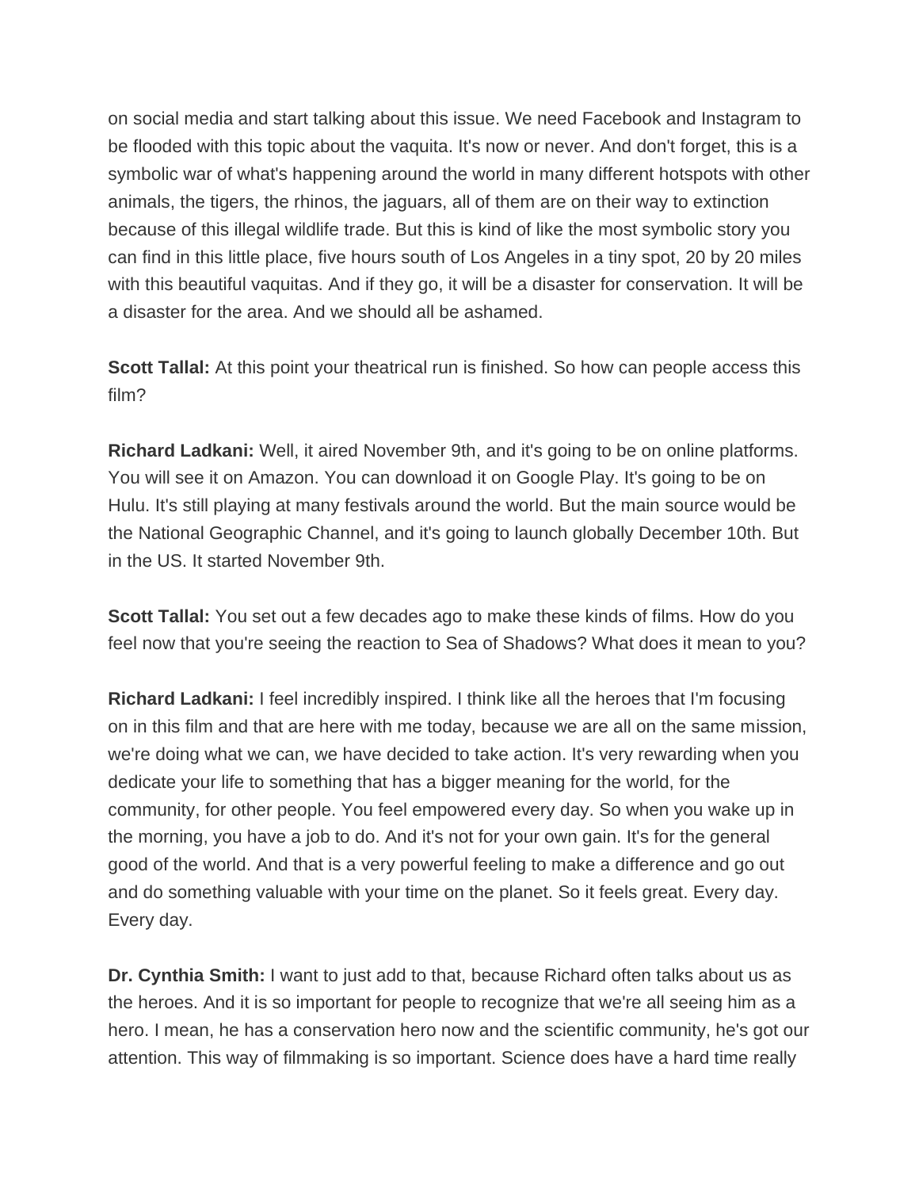on social media and start talking about this issue. We need Facebook and Instagram to be flooded with this topic about the vaquita. It's now or never. And don't forget, this is a symbolic war of what's happening around the world in many different hotspots with other animals, the tigers, the rhinos, the jaguars, all of them are on their way to extinction because of this illegal wildlife trade. But this is kind of like the most symbolic story you can find in this little place, five hours south of Los Angeles in a tiny spot, 20 by 20 miles with this beautiful vaquitas. And if they go, it will be a disaster for conservation. It will be a disaster for the area. And we should all be ashamed.

**Scott Tallal:** At this point your theatrical run is finished. So how can people access this film?

**Richard Ladkani:** Well, it aired November 9th, and it's going to be on online platforms. You will see it on Amazon. You can download it on Google Play. It's going to be on Hulu. It's still playing at many festivals around the world. But the main source would be the National Geographic Channel, and it's going to launch globally December 10th. But in the US. It started November 9th.

**Scott Tallal:** You set out a few decades ago to make these kinds of films. How do you feel now that you're seeing the reaction to Sea of Shadows? What does it mean to you?

**Richard Ladkani:** I feel incredibly inspired. I think like all the heroes that I'm focusing on in this film and that are here with me today, because we are all on the same mission, we're doing what we can, we have decided to take action. It's very rewarding when you dedicate your life to something that has a bigger meaning for the world, for the community, for other people. You feel empowered every day. So when you wake up in the morning, you have a job to do. And it's not for your own gain. It's for the general good of the world. And that is a very powerful feeling to make a difference and go out and do something valuable with your time on the planet. So it feels great. Every day. Every day.

**Dr. Cynthia Smith:** I want to just add to that, because Richard often talks about us as the heroes. And it is so important for people to recognize that we're all seeing him as a hero. I mean, he has a conservation hero now and the scientific community, he's got our attention. This way of filmmaking is so important. Science does have a hard time really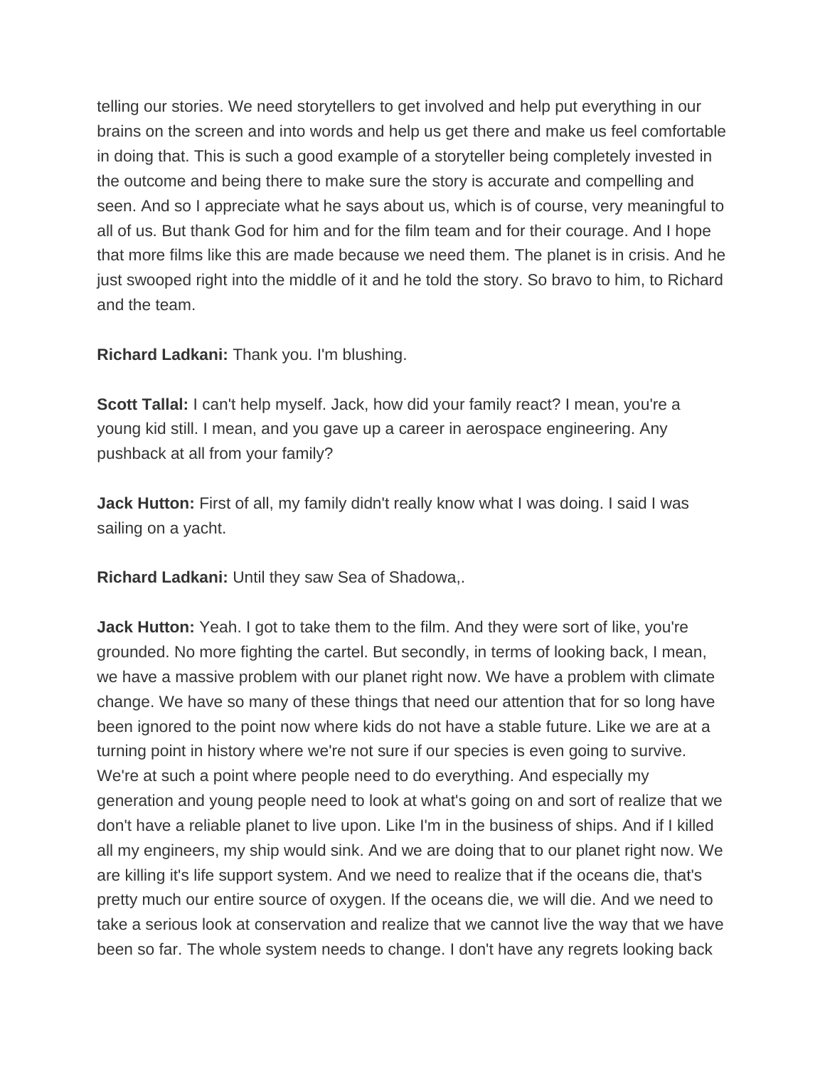telling our stories. We need storytellers to get involved and help put everything in our brains on the screen and into words and help us get there and make us feel comfortable in doing that. This is such a good example of a storyteller being completely invested in the outcome and being there to make sure the story is accurate and compelling and seen. And so I appreciate what he says about us, which is of course, very meaningful to all of us. But thank God for him and for the film team and for their courage. And I hope that more films like this are made because we need them. The planet is in crisis. And he just swooped right into the middle of it and he told the story. So bravo to him, to Richard and the team.

**Richard Ladkani:** Thank you. I'm blushing.

**Scott Tallal:** I can't help myself. Jack, how did your family react? I mean, you're a young kid still. I mean, and you gave up a career in aerospace engineering. Any pushback at all from your family?

**Jack Hutton:** First of all, my family didn't really know what I was doing. I said I was sailing on a yacht.

**Richard Ladkani:** Until they saw Sea of Shadowa,.

**Jack Hutton:** Yeah. I got to take them to the film. And they were sort of like, you're grounded. No more fighting the cartel. But secondly, in terms of looking back, I mean, we have a massive problem with our planet right now. We have a problem with climate change. We have so many of these things that need our attention that for so long have been ignored to the point now where kids do not have a stable future. Like we are at a turning point in history where we're not sure if our species is even going to survive. We're at such a point where people need to do everything. And especially my generation and young people need to look at what's going on and sort of realize that we don't have a reliable planet to live upon. Like I'm in the business of ships. And if I killed all my engineers, my ship would sink. And we are doing that to our planet right now. We are killing it's life support system. And we need to realize that if the oceans die, that's pretty much our entire source of oxygen. If the oceans die, we will die. And we need to take a serious look at conservation and realize that we cannot live the way that we have been so far. The whole system needs to change. I don't have any regrets looking back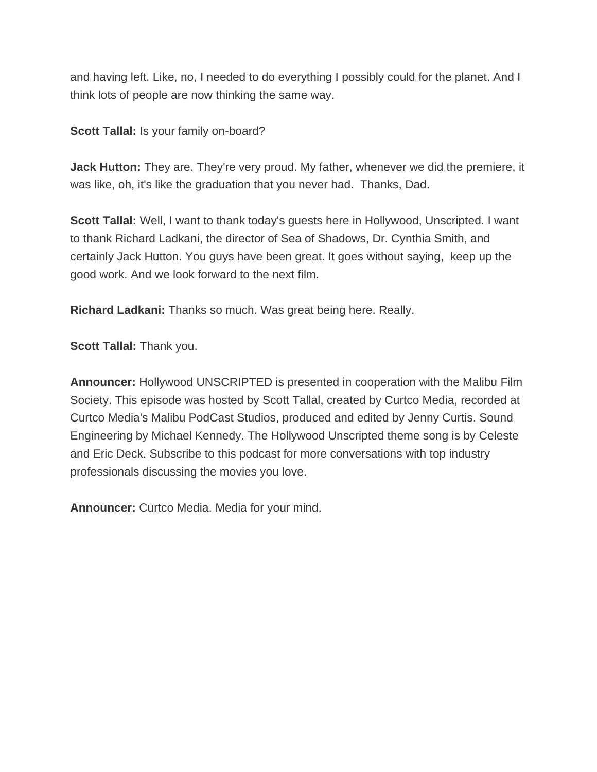and having left. Like, no, I needed to do everything I possibly could for the planet. And I think lots of people are now thinking the same way.

**Scott Tallal:** Is your family on-board?

**Jack Hutton:** They are. They're very proud. My father, whenever we did the premiere, it was like, oh, it's like the graduation that you never had. Thanks, Dad.

**Scott Tallal:** Well, I want to thank today's guests here in Hollywood, Unscripted. I want to thank Richard Ladkani, the director of Sea of Shadows, Dr. Cynthia Smith, and certainly Jack Hutton. You guys have been great. It goes without saying, keep up the good work. And we look forward to the next film.

**Richard Ladkani:** Thanks so much. Was great being here. Really.

**Scott Tallal:** Thank you.

**Announcer:** Hollywood UNSCRIPTED is presented in cooperation with the Malibu Film Society. This episode was hosted by Scott Tallal, created by Curtco Media, recorded at Curtco Media's Malibu PodCast Studios, produced and edited by Jenny Curtis. Sound Engineering by Michael Kennedy. The Hollywood Unscripted theme song is by Celeste and Eric Deck. Subscribe to this podcast for more conversations with top industry professionals discussing the movies you love.

**Announcer:** Curtco Media. Media for your mind.